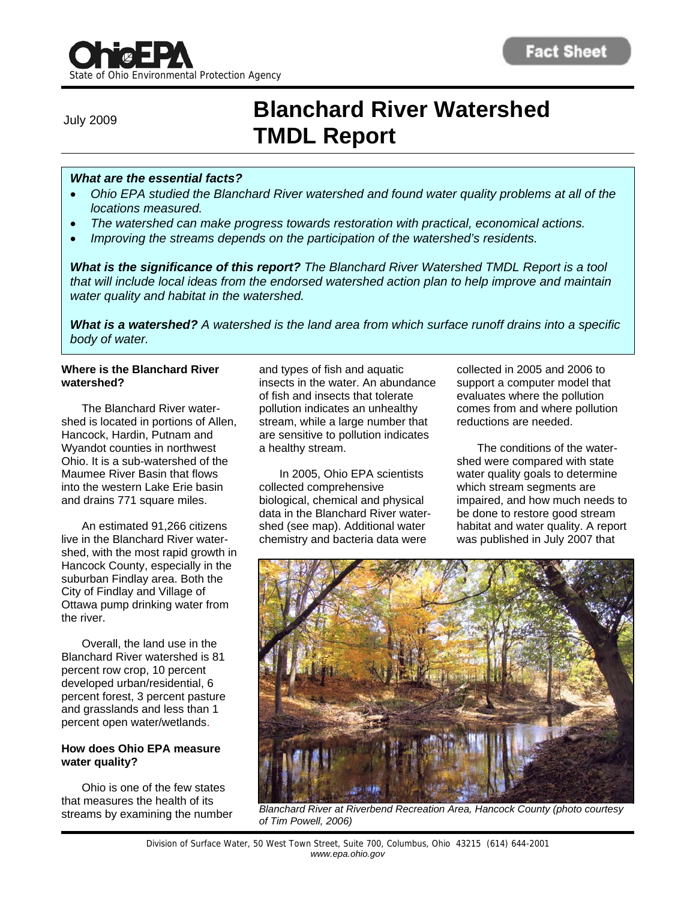State of Ohio Environmental Protection Agency

**Fact Sheet**

July 2009

# Blanchard River Watershed TMDL Report

***What are the essential facts?***

- *Ohio EPA studied the Blanchard River watershed and found water quality problems at all of the locations measured.*
- *The watershed can make progress towards restoration with practical, economical actions.*
- *Improving the streams depends on the participation of the watershed's residents.*

***What is the significance of this report?*** *The Blanchard River Watershed TMDL Report is a tool that will include local ideas from the endorsed watershed action plan to help improve and maintain water quality and habitat in the watershed.*

***What is a watershed?*** *A watershed is the land area from which surface runoff drains into a specific body of water.*

### Where is the Blanchard River watershed?

The Blanchard River watershed is located in portions of Allen, Hancock, Hardin, Putnam and Wyandot counties in northwest Ohio. It is a sub-watershed of the Maumee River Basin that flows into the western Lake Erie basin and drains 771 square miles.

An estimated 91,266 citizens live in the Blanchard River watershed, with the most rapid growth in Hancock County, especially in the suburban Findlay area. Both the City of Findlay and Village of Ottawa pump drinking water from the river.

Overall, the land use in the Blanchard River watershed is 81 percent row crop, 10 percent developed urban/residential, 6 percent forest, 3 percent pasture and grasslands and less than 1 percent open water/wetlands.

### How does Ohio EPA measure water quality?

Ohio is one of the few states that measures the health of its streams by examining the number and types of fish and aquatic insects in the water. An abundance of fish and insects that tolerate pollution indicates an unhealthy stream, while a large number that are sensitive to pollution indicates a healthy stream.

In 2005, Ohio EPA scientists collected comprehensive biological, chemical and physical data in the Blanchard River watershed (see map). Additional water chemistry and bacteria data were collected in 2005 and 2006 to support a computer model that evaluates where the pollution comes from and where pollution reductions are needed.

The conditions of the watershed were compared with state water quality goals to determine which stream segments are impaired, and how much needs to be done to restore good stream habitat and water quality. A report was published in July 2007 that

*Blanchard River at Riverbend Recreation Area, Hancock County (photo courtesy of Tim Powell, 2006)*

Division of Surface Water, 50 West Town Street, Suite 700, Columbus, Ohio 43215 (614) 644-2001
*www.epa.ohio.gov*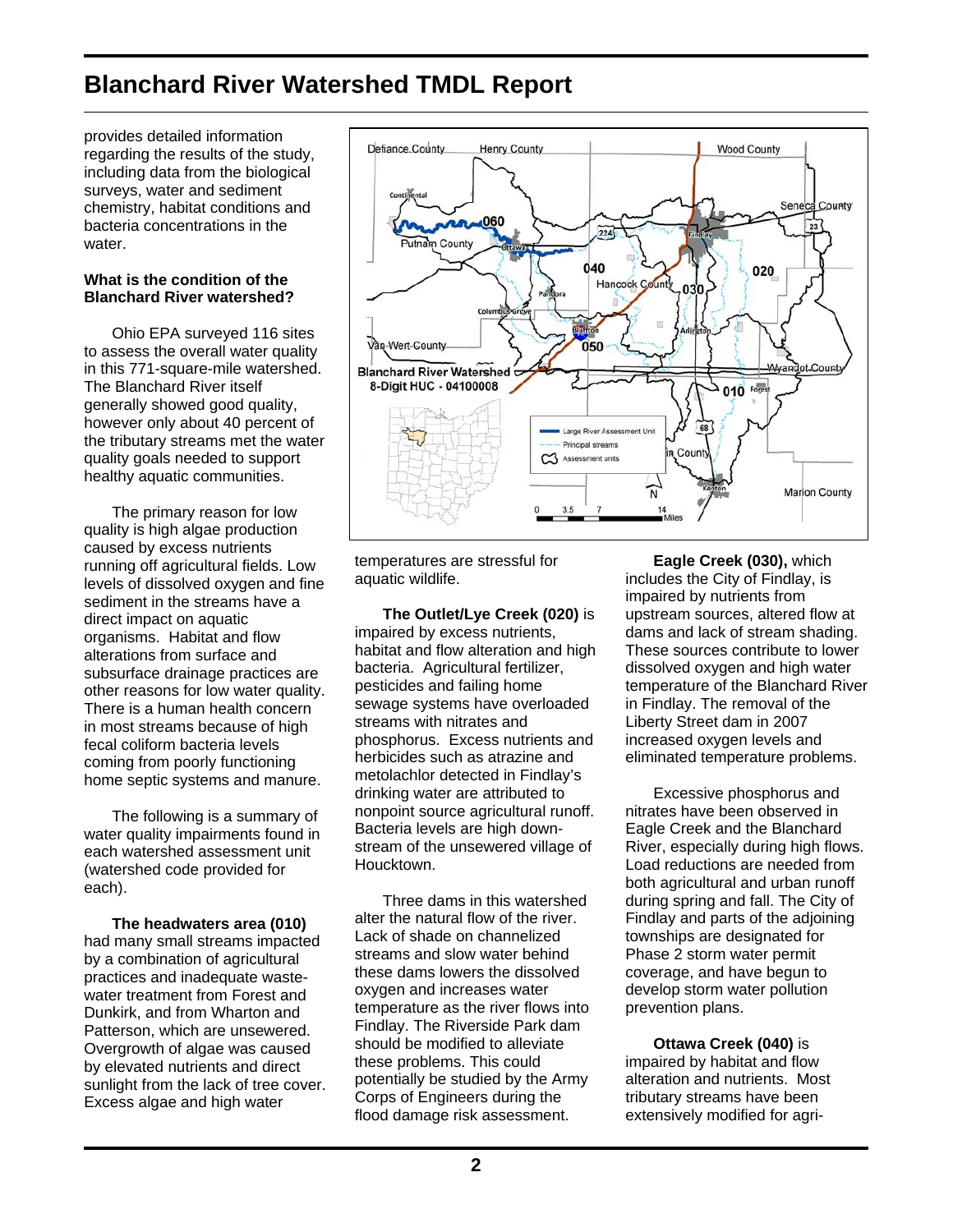provides detailed information regarding the results of the study, including data from the biological surveys, water and sediment chemistry, habitat conditions and bacteria concentrations in the water.

**What is the condition of the Blanchard River watershed?**

Ohio EPA surveyed 116 sites to assess the overall water quality in this 771-square-mile watershed. The Blanchard River itself generally showed good quality, however only about 40 percent of the tributary streams met the water quality goals needed to support healthy aquatic communities.

The primary reason for low quality is high algae production caused by excess nutrients running off agricultural fields. Low levels of dissolved oxygen and fine sediment in the streams have a direct impact on aquatic organisms. Habitat and flow alterations from surface and subsurface drainage practices are other reasons for low water quality. There is a human health concern in most streams because of high fecal coliform bacteria levels coming from poorly functioning home septic systems and manure.

The following is a summary of water quality impairments found in each watershed assessment unit (watershed code provided for each).

**The headwaters area (010)** had many small streams impacted by a combination of agricultural practices and inadequate waste-water treatment from Forest and Dunkirk, and from Wharton and Patterson, which are unsewered. Overgrowth of algae was caused by elevated nutrients and direct sunlight from the lack of tree cover. Excess algae and high water temperatures are stressful for aquatic wildlife.

**The Outlet/Lye Creek (020)** is impaired by excess nutrients, habitat and flow alteration and high bacteria. Agricultural fertilizer, pesticides and failing home sewage systems have overloaded streams with nitrates and phosphorus. Excess nutrients and herbicides such as atrazine and metolachlor detected in Findlay's drinking water are attributed to nonpoint source agricultural runoff. Bacteria levels are high down-stream of the unsewered village of Houcktown.

Three dams in this watershed alter the natural flow of the river. Lack of shade on channelized streams and slow water behind these dams reduces the dissolved oxygen and increases water temperature as the river flows into Findlay. The Riverside Park dam should be modified to alleviate these problems. This could potentially be studied by the Army Corps of Engineers during the flood damage risk assessment.

**Eagle Creek (030),** which includes the City of Findlay, is impaired by nutrients from upstream sources, altered flow at dams and lack of stream shading. These sources contribute to lower dissolved oxygen and high water temperature of the Blanchard River in Findlay. The removal of the Liberty Street dam in 2007 increased oxygen levels and eliminated temperature problems.

Excessive phosphorus and nitrates have been observed in Eagle Creek and the Blanchard River, especially during high flows. Load reductions are needed from both agricultural and urban runoff during spring and fall. The City of Findlay and parts of the adjoining townships are designated for Phase 2 storm water permit coverage, and have begun to develop storm water pollution prevention plans.

**Ottawa Creek (040)** is impaired by habitat and flow alteration and nutrients. Most tributary streams have been extensively modified for agri-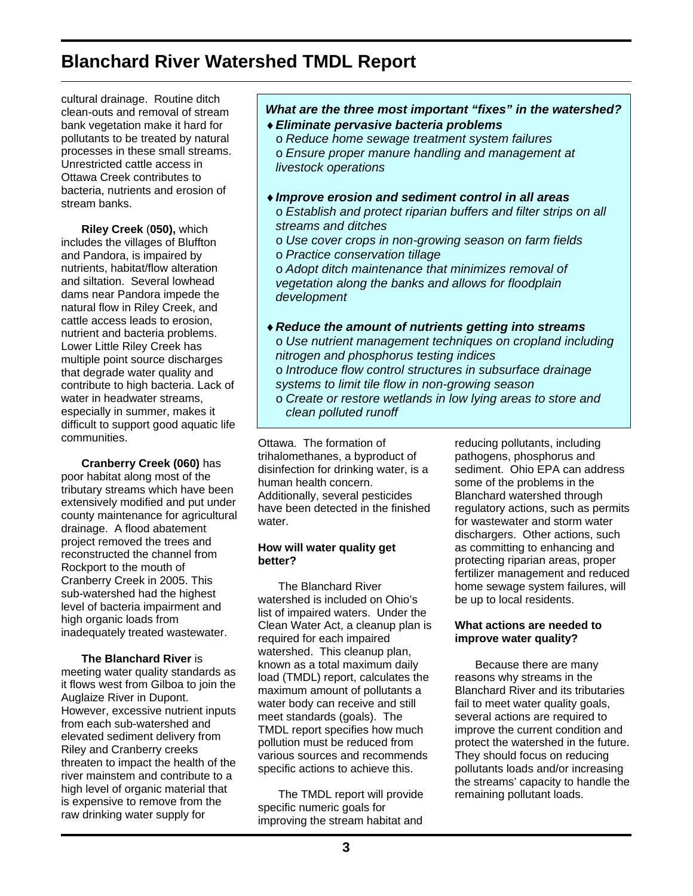cultural drainage. Routine ditch clean-outs and removal of stream bank vegetation make it hard for pollutants to be treated by natural processes in these small streams. Unrestricted cattle access in Ottawa Creek contributes to bacteria, nutrients and erosion of stream banks.

**Riley Creek** (**050),** which includes the villages of Bluffton and Pandora, is impaired by nutrients, habitat/flow alteration and siltation. Several lowhead dams near Pandora impede the natural flow in Riley Creek, and cattle access leads to erosion, nutrient and bacteria problems. Lower Little Riley Creek has multiple point source discharges that degrade water quality and contribute to high bacteria. Lack of water in headwater streams, especially in summer, makes it difficult to support good aquatic life communities.

**Cranberry Creek (060)** has poor habitat along most of the tributary streams which have been extensively modified and put under county maintenance for agricultural drainage. A flood abatement project removed the trees and reconstructed the channel from Rockport to the mouth of Cranberry Creek in 2005. This sub-watershed had the highest level of bacteria impairment and high organic loads from inadequately treated wastewater.

**The Blanchard River** is meeting water quality standards as it flows west from Gilboa to join the Auglaize River in Dupont. However, excessive nutrient inputs from each sub-watershed and elevated sediment delivery from Riley and Cranberry creeks threaten to impact the health of the river mainstem and contribute to a high level of organic material that is expensive to remove from the raw drinking water supply for Ottawa. The formation of trihalomethanes, a byproduct of disinfection for drinking water, is a human health concern. Additionally, several pesticides have been detected in the finished water.

***What are the three most important "fixes" in the watershed?***

- ***Eliminate pervasive bacteria problems***
  - *Reduce home sewage treatment system failures*
  - *Ensure proper manure handling and management at livestock operations*
- ***Improve erosion and sediment control in all areas***
  - *Establish and protect riparian buffers and filter strips on all streams and ditches*
  - *Use cover crops in non-growing season on farm fields*
  - *Practice conservation tillage*
  - *Adopt ditch maintenance that minimizes removal of vegetation along the banks and allows for floodplain development*
- ***Reduce the amount of nutrients getting into streams***
  - *Use nutrient management techniques on cropland including nitrogen and phosphorus testing indices*
  - *Introduce flow control structures in subsurface drainage systems to limit tile flow in non-growing season*
  - *Create or restore wetlands in low lying areas to store and clean polluted runoff*

**How will water quality get better?**

The Blanchard River watershed is included on Ohio's list of impaired waters. Under the Clean Water Act, a cleanup plan is required for each impaired watershed. This cleanup plan, known as a total maximum daily load (TMDL) report, calculates the maximum amount of pollutants a water body can receive and still meet standards (goals). The TMDL report specifies how much pollution must be reduced from various sources and recommends specific actions to achieve this.

The TMDL report will provide specific numeric goals for improving the stream habitat and reducing pollutants, including pathogens, phosphorus and sediment. Ohio EPA can address some of the problems in the Blanchard watershed through regulatory actions, such as permits for wastewater and storm water dischargers. Other actions, such as committing to enhancing and protecting riparian areas, proper fertilizer management and reduced home sewage system failures, will be up to local residents.

**What actions are needed to improve water quality?**

Because there are many reasons why streams in the Blanchard River and its tributaries fail to meet water quality goals, several actions are required to improve the current condition and protect the watershed in the future. They should focus on reducing pollutants loads and/or increasing the streams' capacity to handle the remaining pollutant loads.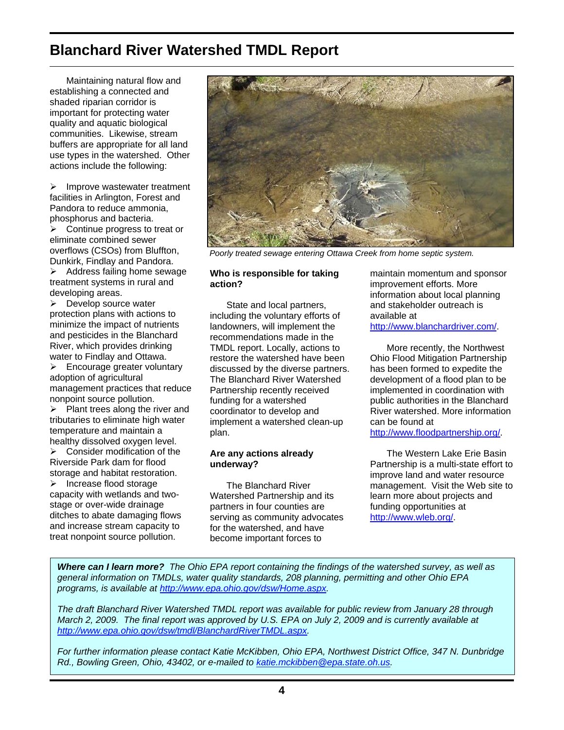# Blanchard River Watershed TMDL Report

Maintaining natural flow and establishing a connected and shaded riparian corridor is important for protecting water quality and aquatic biological communities. Likewise, stream buffers are appropriate for all land use types in the watershed. Other actions include the following:

- Improve wastewater treatment facilities in Arlington, Forest and Pandora to reduce ammonia, phosphorus and bacteria.
- Continue progress to treat or eliminate combined sewer overflows (CSOs) from Bluffton, Dunkirk, Findlay and Pandora.
- Address failing home sewage treatment systems in rural and developing areas.
- Develop source water protection plans with actions to minimize the impact of nutrients and pesticides in the Blanchard River, which provides drinking water to Findlay and Ottawa.
- Encourage greater voluntary adoption of agricultural management practices that reduce nonpoint source pollution.
- Plant trees along the river and tributaries to eliminate high water temperature and maintain a healthy dissolved oxygen level.
- Consider modification of the Riverside Park dam for flood storage and habitat restoration.
- Increase flood storage capacity with wetlands and two-stage or over-wide drainage ditches to abate damaging flows and increase stream capacity to treat nonpoint source pollution.

*Poorly treated sewage entering Ottawa Creek from home septic system.*

**Who is responsible for taking action?**

State and local partners, including the voluntary efforts of landowners, will implement the recommendations made in the TMDL report. Locally, actions to restore the watershed have been discussed by the diverse partners. The Blanchard River Watershed Partnership recently received funding for a watershed coordinator to develop and implement a watershed clean-up plan.

**Are any actions already underway?**

The Blanchard River Watershed Partnership and its partners in four counties are serving as community advocates for the watershed, and have become important forces to maintain momentum and sponsor improvement efforts. More information about local planning and stakeholder outreach is available at http://www.blanchardriver.com/.

More recently, the Northwest Ohio Flood Mitigation Partnership has been formed to expedite the development of a flood plan to be implemented in coordination with public authorities in the Blanchard River watershed. More information can be found at http://www.floodpartnership.org/.

The Western Lake Erie Basin Partnership is a multi-state effort to improve land and water resource management. Visit the Web site to learn more about projects and funding opportunities at http://www.wleb.org/.

***Where can I learn more?*** *The Ohio EPA report containing the findings of the watershed survey, as well as general information on TMDLs, water quality standards, 208 planning, permitting and other Ohio EPA programs, is available at http://www.epa.ohio.gov/dsw/Home.aspx.*

*The draft Blanchard River Watershed TMDL report was available for public review from January 28 through March 2, 2009. The final report was approved by U.S. EPA on July 2, 2009 and is currently available at http://www.epa.ohio.gov/dsw/tmdl/BlanchardRiverTMDL.aspx.*

*For further information please contact Katie McKibben, Ohio EPA, Northwest District Office, 347 N. Dunbridge Rd., Bowling Green, Ohio, 43402, or e-mailed to katie.mckibben@epa.state.oh.us.*